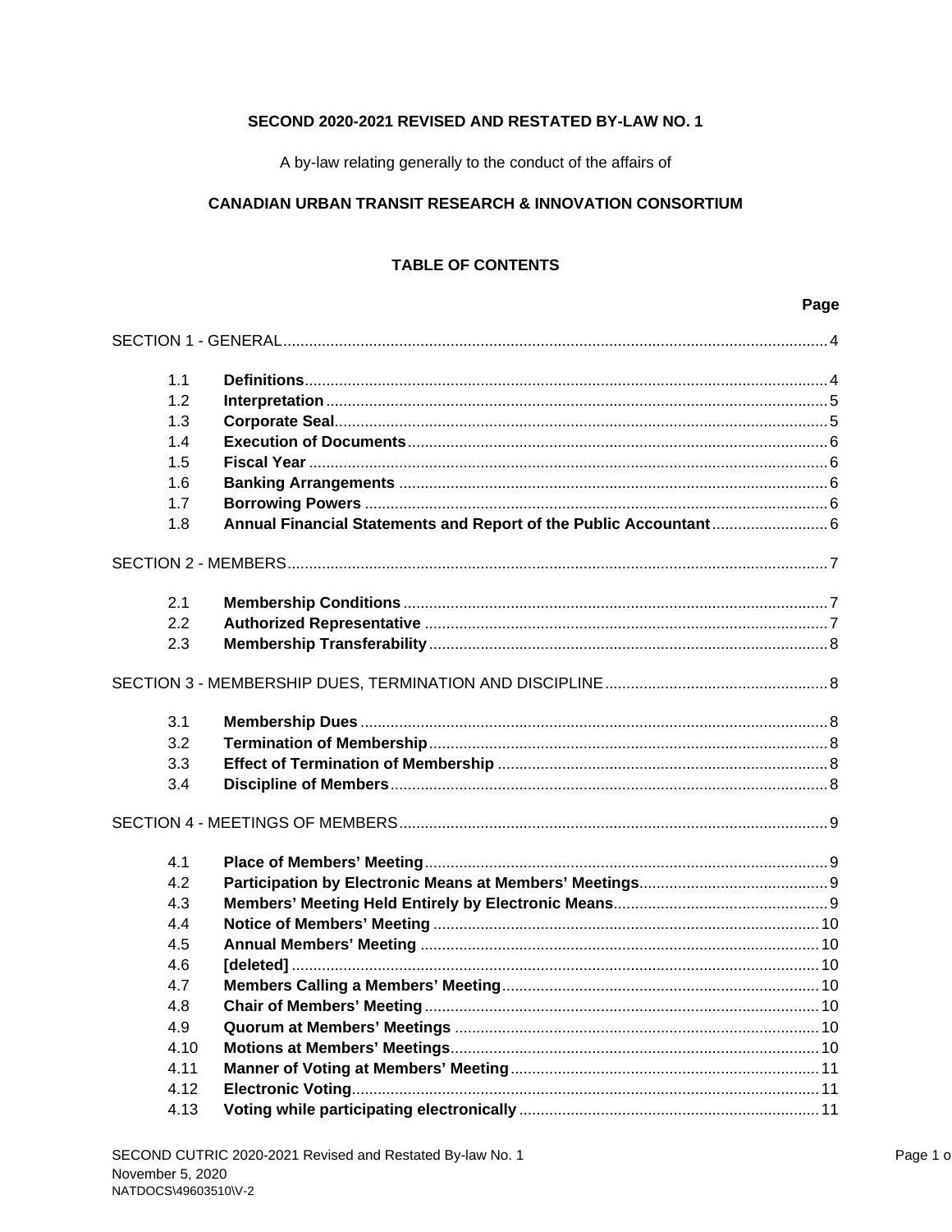**SECOND 2020-2021 REVISED AND RESTATED BY-LAW NO. 1**

A by-law relating generally to the conduct of the affairs of

**CANADIAN URBAN TRANSIT RESEARCH & INNOVATION CONSORTIUM**

**TABLE OF CONTENTS**

| | | Page |
|---|---|---|
| SECTION 1 - GENERAL | | 4 |
| 1.1 | **Definitions** | 4 |
| 1.2 | **Interpretation** | 5 |
| 1.3 | **Corporate Seal** | 5 |
| 1.4 | **Execution of Documents** | 6 |
| 1.5 | **Fiscal Year** | 6 |
| 1.6 | **Banking Arrangements** | 6 |
| 1.7 | **Borrowing Powers** | 6 |
| 1.8 | **Annual Financial Statements and Report of the Public Accountant** | 6 |
| SECTION 2 - MEMBERS | | 7 |
| 2.1 | **Membership Conditions** | 7 |
| 2.2 | **Authorized Representative** | 7 |
| 2.3 | **Membership Transferability** | 8 |
| SECTION 3 - MEMBERSHIP DUES, TERMINATION AND DISCIPLINE | | 8 |
| 3.1 | **Membership Dues** | 8 |
| 3.2 | **Termination of Membership** | 8 |
| 3.3 | **Effect of Termination of Membership** | 8 |
| 3.4 | **Discipline of Members** | 8 |
| SECTION 4 - MEETINGS OF MEMBERS | | 9 |
| 4.1 | **Place of Members' Meeting** | 9 |
| 4.2 | **Participation by Electronic Means at Members' Meetings** | 9 |
| 4.3 | **Members' Meeting Held Entirely by Electronic Means** | 9 |
| 4.4 | **Notice of Members' Meeting** | 10 |
| 4.5 | **Annual Members' Meeting** | 10 |
| 4.6 | **[deleted]** | 10 |
| 4.7 | **Members Calling a Members' Meeting** | 10 |
| 4.8 | **Chair of Members' Meeting** | 10 |
| 4.9 | **Quorum at Members' Meetings** | 10 |
| 4.10 | **Motions at Members' Meetings** | 10 |
| 4.11 | **Manner of Voting at Members' Meeting** | 11 |
| 4.12 | **Electronic Voting** | 11 |
| 4.13 | **Voting while participating electronically** | 11 |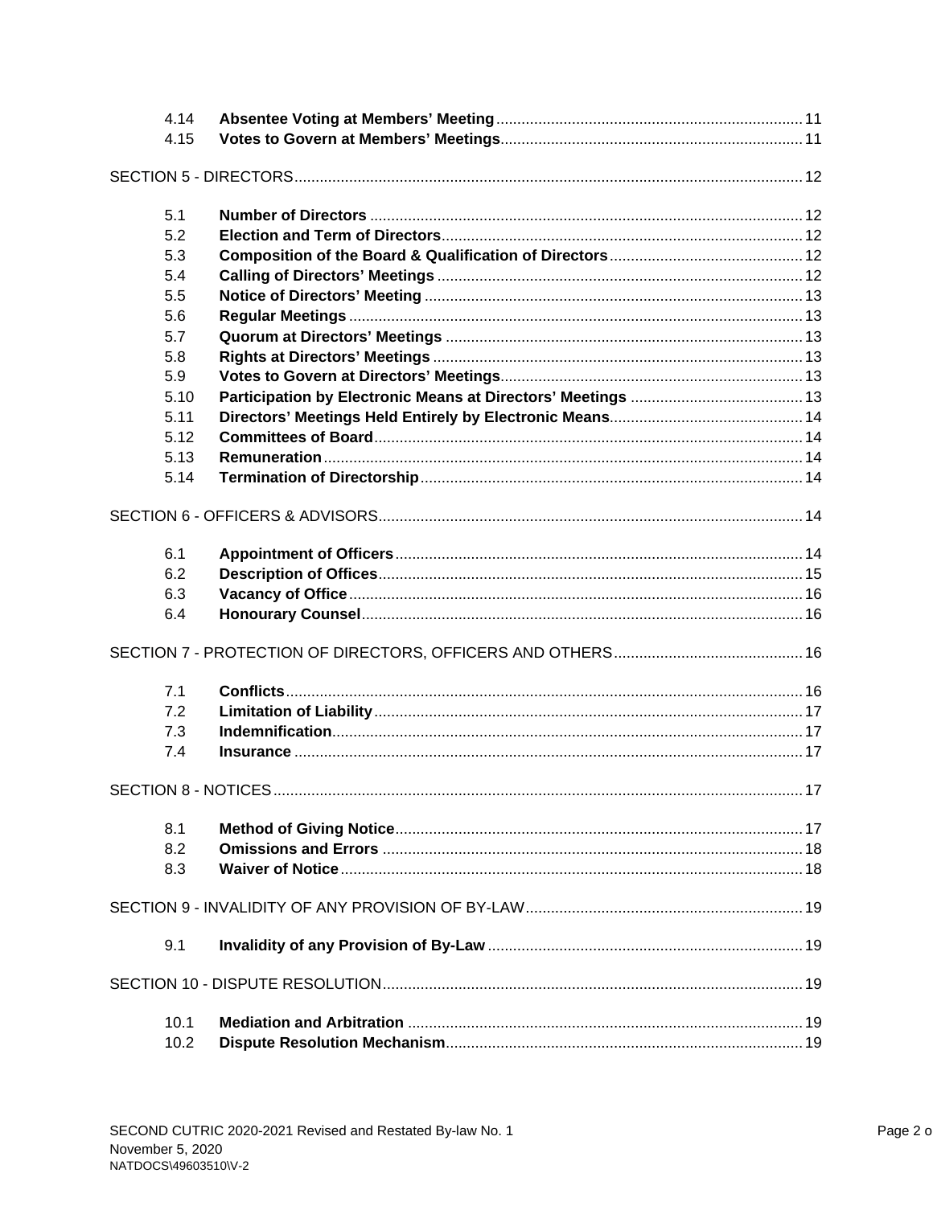| | | |
|---|---|---|
| 4.14 | **Absentee Voting at Members' Meeting** | 11 |
| 4.15 | **Votes to Govern at Members' Meetings** | 11 |
| SECTION 5 - DIRECTORS | | 12 |
| 5.1 | **Number of Directors** | 12 |
| 5.2 | **Election and Term of Directors** | 12 |
| 5.3 | **Composition of the Board & Qualification of Directors** | 12 |
| 5.4 | **Calling of Directors' Meetings** | 12 |
| 5.5 | **Notice of Directors' Meeting** | 13 |
| 5.6 | **Regular Meetings** | 13 |
| 5.7 | **Quorum at Directors' Meetings** | 13 |
| 5.8 | **Rights at Directors' Meetings** | 13 |
| 5.9 | **Votes to Govern at Directors' Meetings** | 13 |
| 5.10 | **Participation by Electronic Means at Directors' Meetings** | 13 |
| 5.11 | **Directors' Meetings Held Entirely by Electronic Means** | 14 |
| 5.12 | **Committees of Board** | 14 |
| 5.13 | **Remuneration** | 14 |
| 5.14 | **Termination of Directorship** | 14 |
| SECTION 6 - OFFICERS & ADVISORS | | 14 |
| 6.1 | **Appointment of Officers** | 14 |
| 6.2 | **Description of Offices** | 15 |
| 6.3 | **Vacancy of Office** | 16 |
| 6.4 | **Honourary Counsel** | 16 |
| SECTION 7 - PROTECTION OF DIRECTORS, OFFICERS AND OTHERS | | 16 |
| 7.1 | **Conflicts** | 16 |
| 7.2 | **Limitation of Liability** | 17 |
| 7.3 | **Indemnification** | 17 |
| 7.4 | **Insurance** | 17 |
| SECTION 8 - NOTICES | | 17 |
| 8.1 | **Method of Giving Notice** | 17 |
| 8.2 | **Omissions and Errors** | 18 |
| 8.3 | **Waiver of Notice** | 18 |
| SECTION 9 - INVALIDITY OF ANY PROVISION OF BY-LAW | | 19 |
| 9.1 | **Invalidity of any Provision of By-Law** | 19 |
| SECTION 10 - DISPUTE RESOLUTION | | 19 |
| 10.1 | **Mediation and Arbitration** | 19 |
| 10.2 | **Dispute Resolution Mechanism** | 19 |

SECOND CUTRIC 2020-2021 Revised and Restated By-law No. 1
November 5, 2020
NATDOCS\49603510\V-2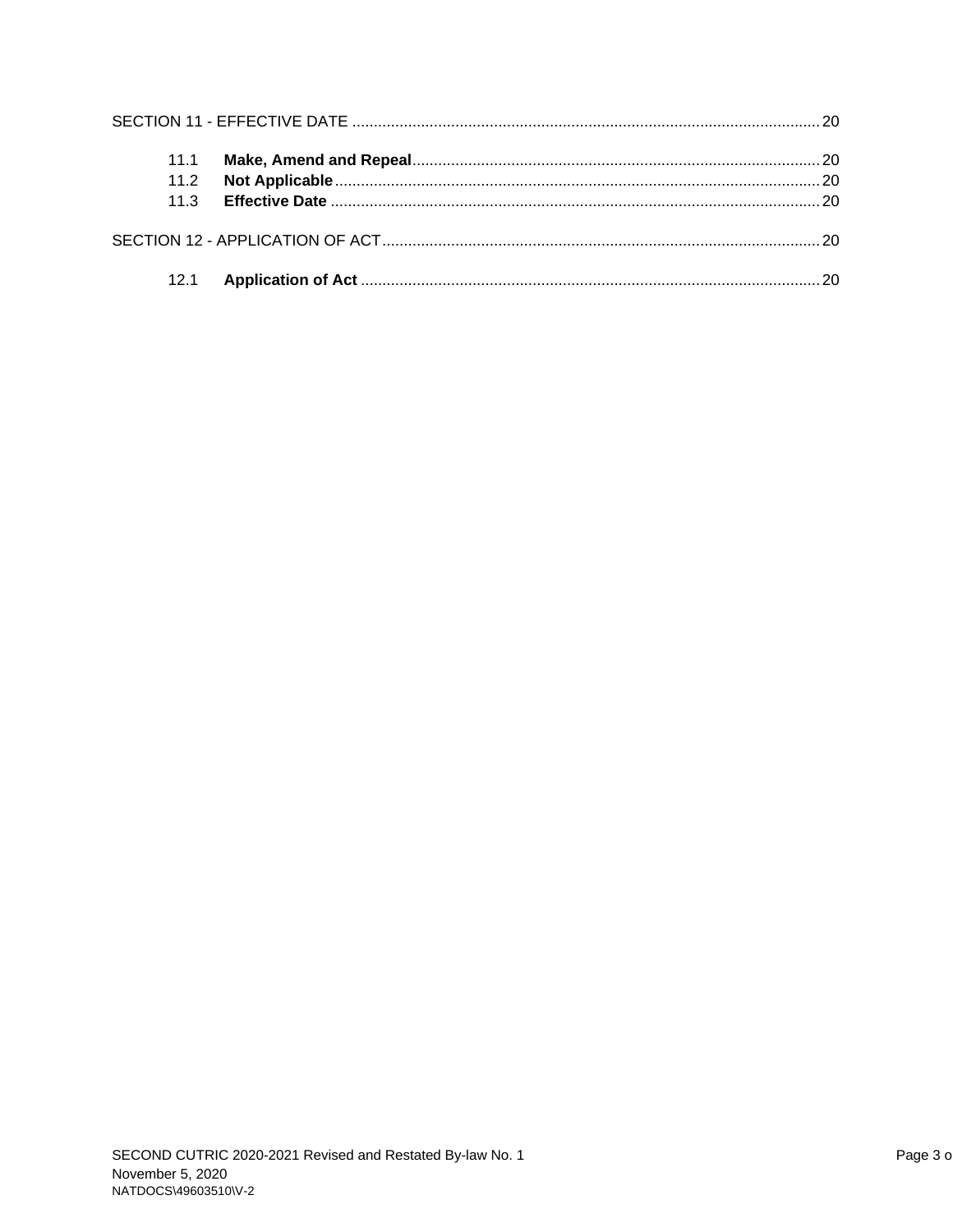SECTION 11 - EFFECTIVE DATE ............................................................................................................ 20

- 11.1 **Make, Amend and Repeal** .............................................................................................. 20
- 11.2 **Not Applicable** ................................................................................................................ 20
- 11.3 **Effective Date** ................................................................................................................. 20

SECTION 12 - APPLICATION OF ACT ..................................................................................................... 20

- 12.1 **Application of Act** .......................................................................................................... 20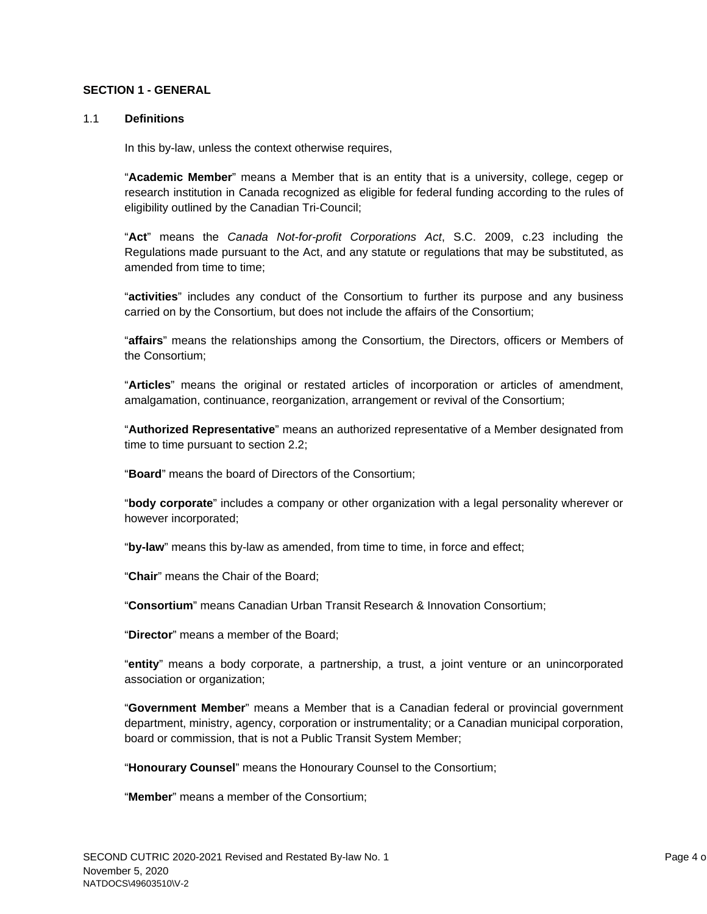## SECTION 1 - GENERAL

### 1.1 Definitions

In this by-law, unless the context otherwise requires,

"**Academic Member**" means a Member that is an entity that is a university, college, cegep or research institution in Canada recognized as eligible for federal funding according to the rules of eligibility outlined by the Canadian Tri-Council;

"**Act**" means the *Canada Not-for-profit Corporations Act*, S.C. 2009, c.23 including the Regulations made pursuant to the Act, and any statute or regulations that may be substituted, as amended from time to time;

"**activities**" includes any conduct of the Consortium to further its purpose and any business carried on by the Consortium, but does not include the affairs of the Consortium;

"**affairs**" means the relationships among the Consortium, the Directors, officers or Members of the Consortium;

"**Articles**" means the original or restated articles of incorporation or articles of amendment, amalgamation, continuance, reorganization, arrangement or revival of the Consortium;

"**Authorized Representative**" means an authorized representative of a Member designated from time to time pursuant to section 2.2;

"**Board**" means the board of Directors of the Consortium;

"**body corporate**" includes a company or other organization with a legal personality wherever or however incorporated;

"**by-law**" means this by-law as amended, from time to time, in force and effect;

"**Chair**" means the Chair of the Board;

"**Consortium**" means Canadian Urban Transit Research & Innovation Consortium;

"**Director**" means a member of the Board;

"**entity**" means a body corporate, a partnership, a trust, a joint venture or an unincorporated association or organization;

"**Government Member**" means a Member that is a Canadian federal or provincial government department, ministry, agency, corporation or instrumentality; or a Canadian municipal corporation, board or commission, that is not a Public Transit System Member;

"**Honourary Counsel**" means the Honourary Counsel to the Consortium;

"**Member**" means a member of the Consortium;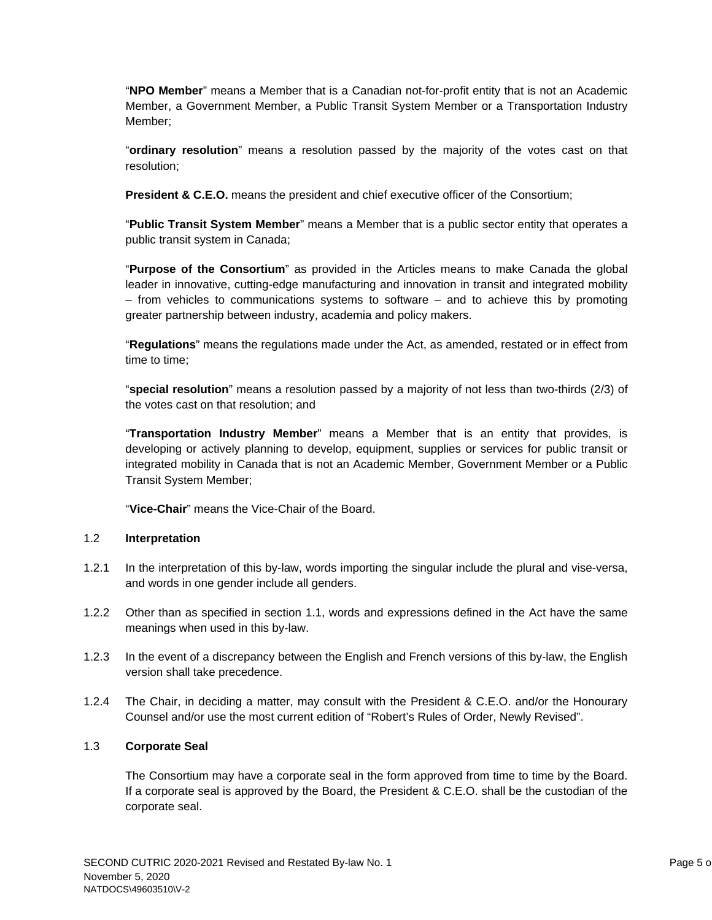"**NPO Member**" means a Member that is a Canadian not-for-profit entity that is not an Academic Member, a Government Member, a Public Transit System Member or a Transportation Industry Member;

"**ordinary resolution**" means a resolution passed by the majority of the votes cast on that resolution;

**President & C.E.O.** means the president and chief executive officer of the Consortium;

"**Public Transit System Member**" means a Member that is a public sector entity that operates a public transit system in Canada;

"**Purpose of the Consortium**" as provided in the Articles means to make Canada the global leader in innovative, cutting-edge manufacturing and innovation in transit and integrated mobility – from vehicles to communications systems to software – and to achieve this by promoting greater partnership between industry, academia and policy makers.

"**Regulations**" means the regulations made under the Act, as amended, restated or in effect from time to time;

"**special resolution**" means a resolution passed by a majority of not less than two-thirds (2/3) of the votes cast on that resolution; and

"**Transportation Industry Member**" means a Member that is an entity that provides, is developing or actively planning to develop, equipment, supplies or services for public transit or integrated mobility in Canada that is not an Academic Member, Government Member or a Public Transit System Member;

"**Vice-Chair**" means the Vice-Chair of the Board.

### 1.2 Interpretation

1.2.1 In the interpretation of this by-law, words importing the singular include the plural and vise-versa, and words in one gender include all genders.

1.2.2 Other than as specified in section 1.1, words and expressions defined in the Act have the same meanings when used in this by-law.

1.2.3 In the event of a discrepancy between the English and French versions of this by-law, the English version shall take precedence.

1.2.4 The Chair, in deciding a matter, may consult with the President & C.E.O. and/or the Honourary Counsel and/or use the most current edition of "Robert's Rules of Order, Newly Revised".

### 1.3 Corporate Seal

The Consortium may have a corporate seal in the form approved from time to time by the Board. If a corporate seal is approved by the Board, the President & C.E.O. shall be the custodian of the corporate seal.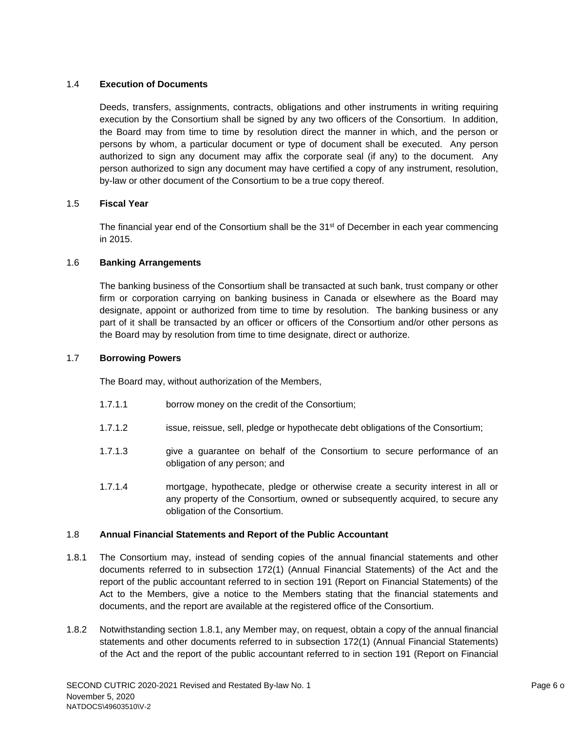### 1.4 Execution of Documents

Deeds, transfers, assignments, contracts, obligations and other instruments in writing requiring execution by the Consortium shall be signed by any two officers of the Consortium. In addition, the Board may from time to time by resolution direct the manner in which, and the person or persons by whom, a particular document or type of document shall be executed. Any person authorized to sign any document may affix the corporate seal (if any) to the document. Any person authorized to sign any document may have certified a copy of any instrument, resolution, by-law or other document of the Consortium to be a true copy thereof.

### 1.5 Fiscal Year

The financial year end of the Consortium shall be the 31st of December in each year commencing in 2015.

### 1.6 Banking Arrangements

The banking business of the Consortium shall be transacted at such bank, trust company or other firm or corporation carrying on banking business in Canada or elsewhere as the Board may designate, appoint or authorized from time to time by resolution. The banking business or any part of it shall be transacted by an officer or officers of the Consortium and/or other persons as the Board may by resolution from time to time designate, direct or authorize.

### 1.7 Borrowing Powers

The Board may, without authorization of the Members,

1.7.1.1 borrow money on the credit of the Consortium;

1.7.1.2 issue, reissue, sell, pledge or hypothecate debt obligations of the Consortium;

1.7.1.3 give a guarantee on behalf of the Consortium to secure performance of an obligation of any person; and

1.7.1.4 mortgage, hypothecate, pledge or otherwise create a security interest in all or any property of the Consortium, owned or subsequently acquired, to secure any obligation of the Consortium.

### 1.8 Annual Financial Statements and Report of the Public Accountant

1.8.1 The Consortium may, instead of sending copies of the annual financial statements and other documents referred to in subsection 172(1) (Annual Financial Statements) of the Act and the report of the public accountant referred to in section 191 (Report on Financial Statements) of the Act to the Members, give a notice to the Members stating that the financial statements and documents, and the report are available at the registered office of the Consortium.

1.8.2 Notwithstanding section 1.8.1, any Member may, on request, obtain a copy of the annual financial statements and other documents referred to in subsection 172(1) (Annual Financial Statements) of the Act and the report of the public accountant referred to in section 191 (Report on Financial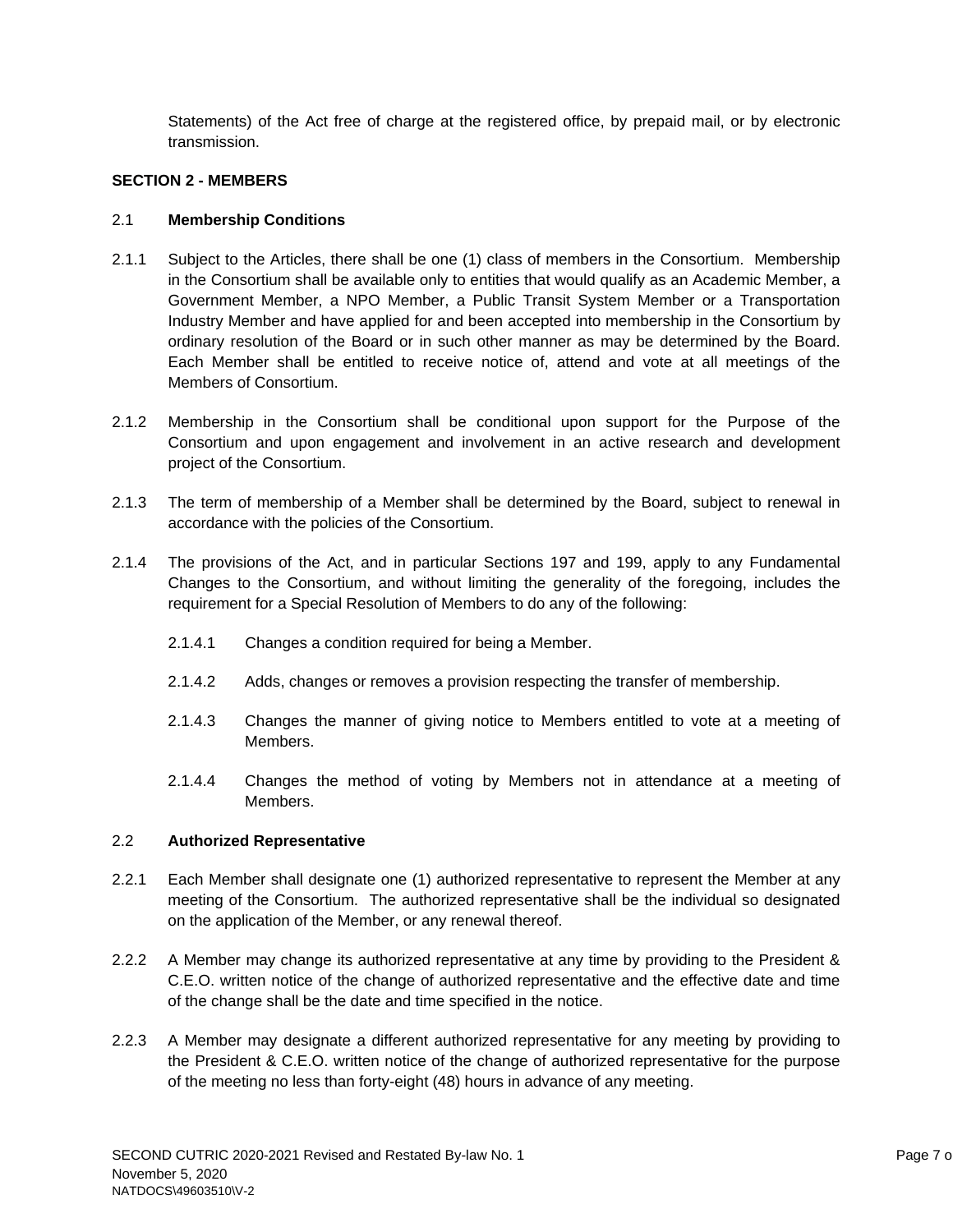Statements) of the Act free of charge at the registered office, by prepaid mail, or by electronic transmission.

## SECTION 2 - MEMBERS

### 2.1 Membership Conditions

2.1.1 Subject to the Articles, there shall be one (1) class of members in the Consortium. Membership in the Consortium shall be available only to entities that would qualify as an Academic Member, a Government Member, a NPO Member, a Public Transit System Member or a Transportation Industry Member and have applied for and been accepted into membership in the Consortium by ordinary resolution of the Board or in such other manner as may be determined by the Board. Each Member shall be entitled to receive notice of, attend and vote at all meetings of the Members of Consortium.

2.1.2 Membership in the Consortium shall be conditional upon support for the Purpose of the Consortium and upon engagement and involvement in an active research and development project of the Consortium.

2.1.3 The term of membership of a Member shall be determined by the Board, subject to renewal in accordance with the policies of the Consortium.

2.1.4 The provisions of the Act, and in particular Sections 197 and 199, apply to any Fundamental Changes to the Consortium, and without limiting the generality of the foregoing, includes the requirement for a Special Resolution of Members to do any of the following:

2.1.4.1 Changes a condition required for being a Member.

2.1.4.2 Adds, changes or removes a provision respecting the transfer of membership.

2.1.4.3 Changes the manner of giving notice to Members entitled to vote at a meeting of Members.

2.1.4.4 Changes the method of voting by Members not in attendance at a meeting of Members.

### 2.2 Authorized Representative

2.2.1 Each Member shall designate one (1) authorized representative to represent the Member at any meeting of the Consortium. The authorized representative shall be the individual so designated on the application of the Member, or any renewal thereof.

2.2.2 A Member may change its authorized representative at any time by providing to the President & C.E.O. written notice of the change of authorized representative and the effective date and time of the change shall be the date and time specified in the notice.

2.2.3 A Member may designate a different authorized representative for any meeting by providing to the President & C.E.O. written notice of the change of authorized representative for the purpose of the meeting no less than forty-eight (48) hours in advance of any meeting.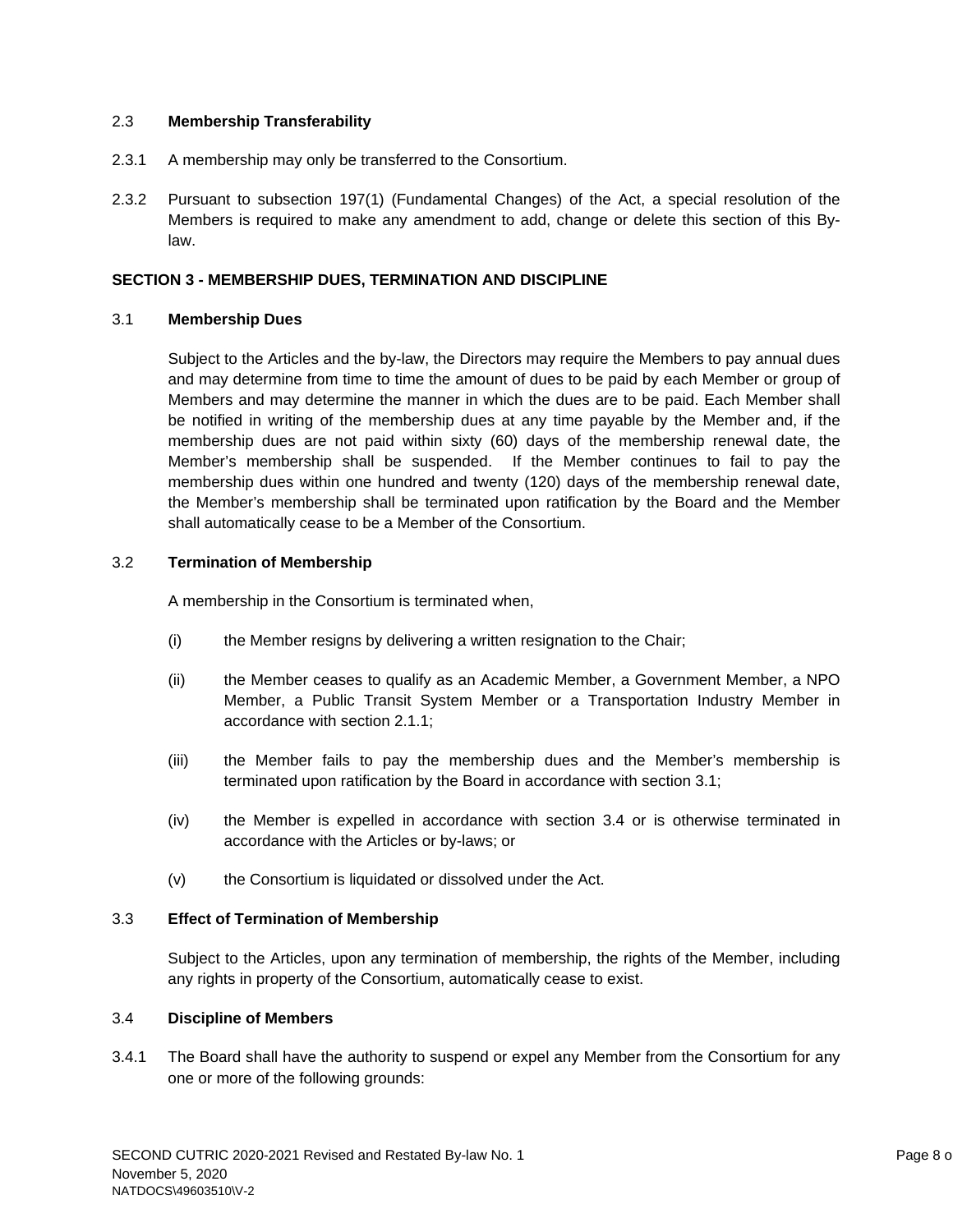### 2.3 Membership Transferability

2.3.1 A membership may only be transferred to the Consortium.

2.3.2 Pursuant to subsection 197(1) (Fundamental Changes) of the Act, a special resolution of the Members is required to make any amendment to add, change or delete this section of this By-law.

## SECTION 3 - MEMBERSHIP DUES, TERMINATION AND DISCIPLINE

### 3.1 Membership Dues

Subject to the Articles and the by-law, the Directors may require the Members to pay annual dues and may determine from time to time the amount of dues to be paid by each Member or group of Members and may determine the manner in which the dues are to be paid. Each Member shall be notified in writing of the membership dues at any time payable by the Member and, if the membership dues are not paid within sixty (60) days of the membership renewal date, the Member's membership shall be suspended. If the Member continues to fail to pay the membership dues within one hundred and twenty (120) days of the membership renewal date, the Member's membership shall be terminated upon ratification by the Board and the Member shall automatically cease to be a Member of the Consortium.

### 3.2 Termination of Membership

A membership in the Consortium is terminated when,

(i) the Member resigns by delivering a written resignation to the Chair;

(ii) the Member ceases to qualify as an Academic Member, a Government Member, a NPO Member, a Public Transit System Member or a Transportation Industry Member in accordance with section 2.1.1;

(iii) the Member fails to pay the membership dues and the Member's membership is terminated upon ratification by the Board in accordance with section 3.1;

(iv) the Member is expelled in accordance with section 3.4 or is otherwise terminated in accordance with the Articles or by-laws; or

(v) the Consortium is liquidated or dissolved under the Act.

### 3.3 Effect of Termination of Membership

Subject to the Articles, upon any termination of membership, the rights of the Member, including any rights in property of the Consortium, automatically cease to exist.

### 3.4 Discipline of Members

3.4.1 The Board shall have the authority to suspend or expel any Member from the Consortium for any one or more of the following grounds: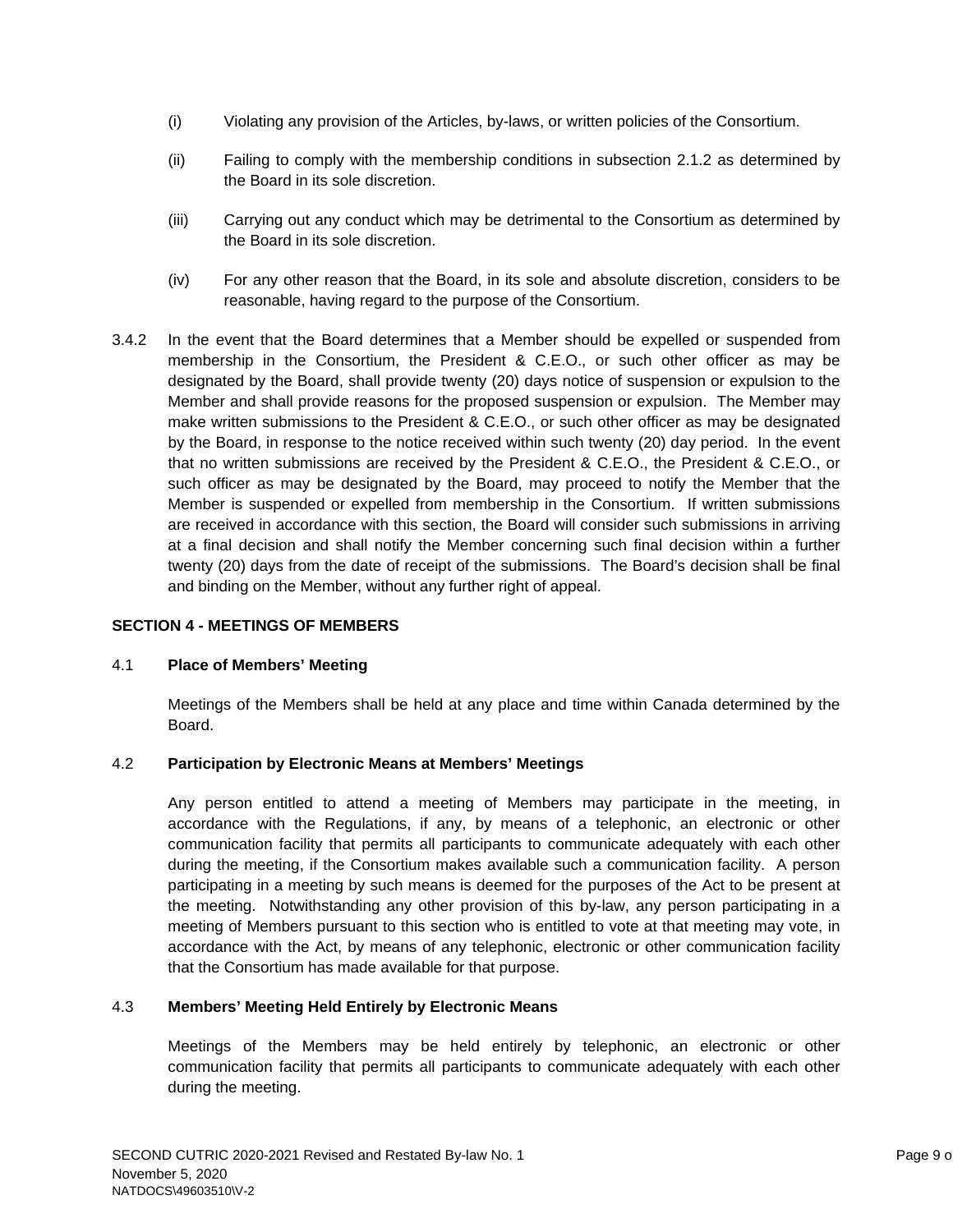(i) Violating any provision of the Articles, by-laws, or written policies of the Consortium.

(ii) Failing to comply with the membership conditions in subsection 2.1.2 as determined by the Board in its sole discretion.

(iii) Carrying out any conduct which may be detrimental to the Consortium as determined by the Board in its sole discretion.

(iv) For any other reason that the Board, in its sole and absolute discretion, considers to be reasonable, having regard to the purpose of the Consortium.

3.4.2 In the event that the Board determines that a Member should be expelled or suspended from membership in the Consortium, the President & C.E.O., or such other officer as may be designated by the Board, shall provide twenty (20) days notice of suspension or expulsion to the Member and shall provide reasons for the proposed suspension or expulsion. The Member may make written submissions to the President & C.E.O., or such other officer as may be designated by the Board, in response to the notice received within such twenty (20) day period. In the event that no written submissions are received by the President & C.E.O., the President & C.E.O., or such officer as may be designated by the Board, may proceed to notify the Member that the Member is suspended or expelled from membership in the Consortium. If written submissions are received in accordance with this section, the Board will consider such submissions in arriving at a final decision and shall notify the Member concerning such final decision within a further twenty (20) days from the date of receipt of the submissions. The Board's decision shall be final and binding on the Member, without any further right of appeal.

## SECTION 4 - MEETINGS OF MEMBERS

### 4.1 Place of Members' Meeting

Meetings of the Members shall be held at any place and time within Canada determined by the Board.

### 4.2 Participation by Electronic Means at Members' Meetings

Any person entitled to attend a meeting of Members may participate in the meeting, in accordance with the Regulations, if any, by means of a telephonic, an electronic or other communication facility that permits all participants to communicate adequately with each other during the meeting, if the Consortium makes available such a communication facility. A person participating in a meeting by such means is deemed for the purposes of the Act to be present at the meeting. Notwithstanding any other provision of this by-law, any person participating in a meeting of Members pursuant to this section who is entitled to vote at that meeting may vote, in accordance with the Act, by means of any telephonic, electronic or other communication facility that the Consortium has made available for that purpose.

### 4.3 Members' Meeting Held Entirely by Electronic Means

Meetings of the Members may be held entirely by telephonic, an electronic or other communication facility that permits all participants to communicate adequately with each other during the meeting.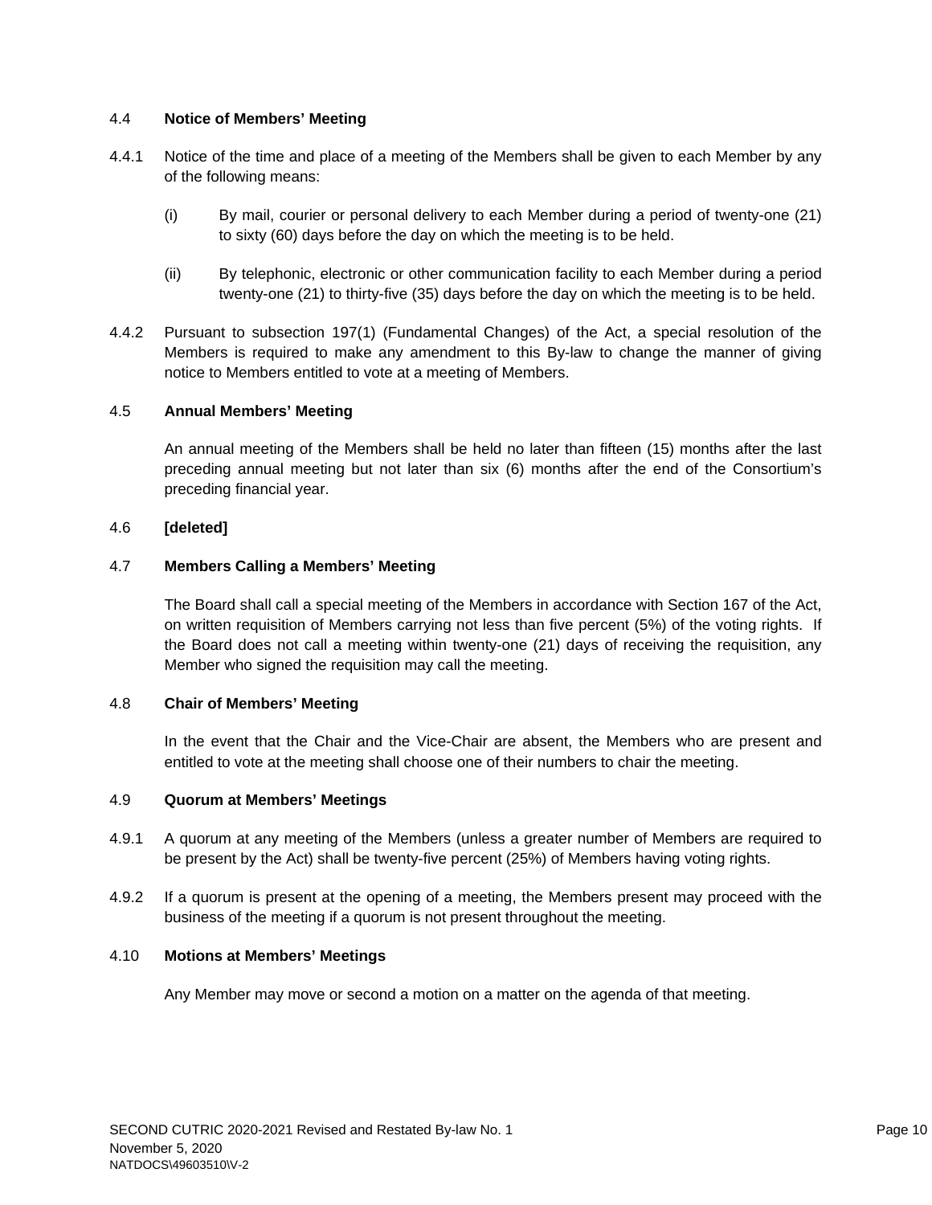### 4.4 Notice of Members' Meeting

4.4.1 Notice of the time and place of a meeting of the Members shall be given to each Member by any of the following means:

(i) By mail, courier or personal delivery to each Member during a period of twenty-one (21) to sixty (60) days before the day on which the meeting is to be held.

(ii) By telephonic, electronic or other communication facility to each Member during a period twenty-one (21) to thirty-five (35) days before the day on which the meeting is to be held.

4.4.2 Pursuant to subsection 197(1) (Fundamental Changes) of the Act, a special resolution of the Members is required to make any amendment to this By-law to change the manner of giving notice to Members entitled to vote at a meeting of Members.

### 4.5 Annual Members' Meeting

An annual meeting of the Members shall be held no later than fifteen (15) months after the last preceding annual meeting but not later than six (6) months after the end of the Consortium's preceding financial year.

### 4.6 [deleted]

### 4.7 Members Calling a Members' Meeting

The Board shall call a special meeting of the Members in accordance with Section 167 of the Act, on written requisition of Members carrying not less than five percent (5%) of the voting rights. If the Board does not call a meeting within twenty-one (21) days of receiving the requisition, any Member who signed the requisition may call the meeting.

### 4.8 Chair of Members' Meeting

In the event that the Chair and the Vice-Chair are absent, the Members who are present and entitled to vote at the meeting shall choose one of their numbers to chair the meeting.

### 4.9 Quorum at Members' Meetings

4.9.1 A quorum at any meeting of the Members (unless a greater number of Members are required to be present by the Act) shall be twenty-five percent (25%) of Members having voting rights.

4.9.2 If a quorum is present at the opening of a meeting, the Members present may proceed with the business of the meeting if a quorum is not present throughout the meeting.

### 4.10 Motions at Members' Meetings

Any Member may move or second a motion on a matter on the agenda of that meeting.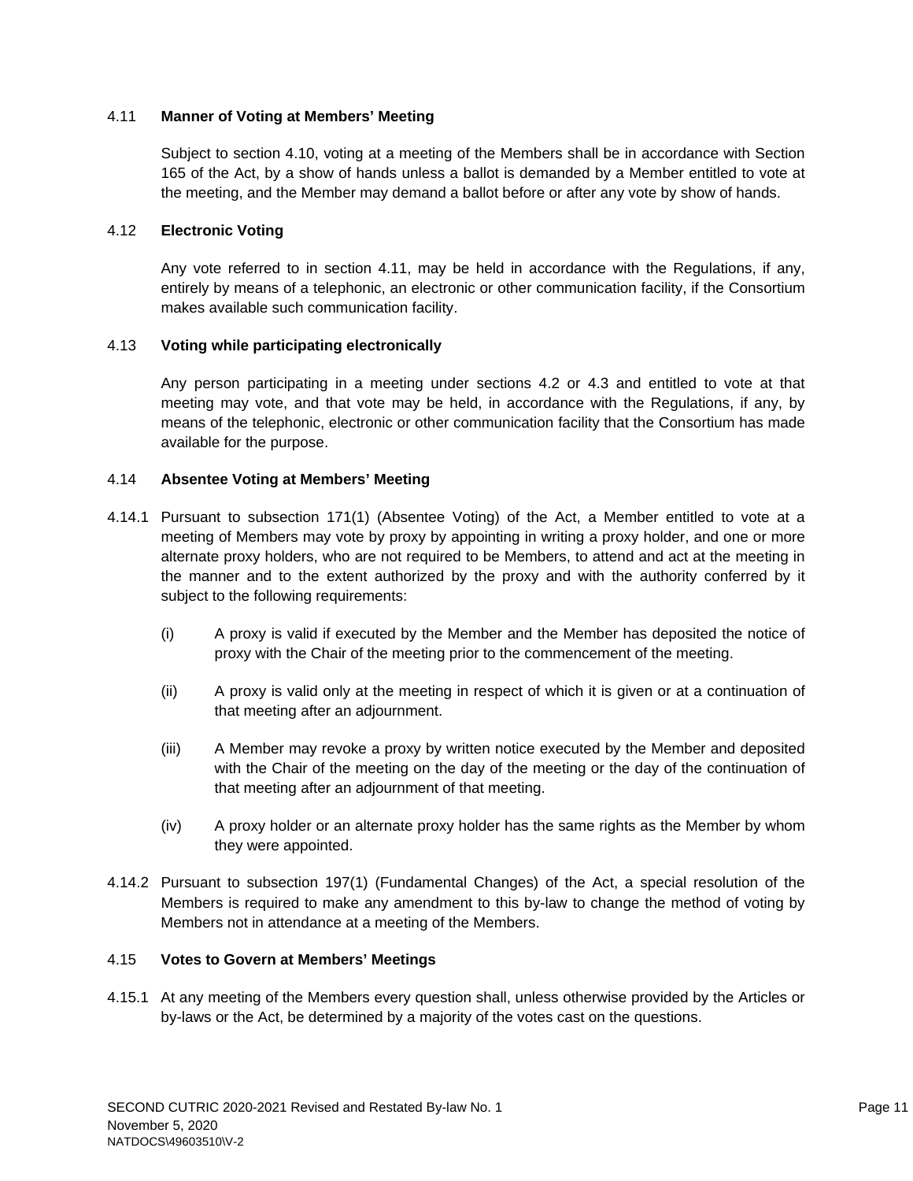4.11 **Manner of Voting at Members' Meeting**

Subject to section 4.10, voting at a meeting of the Members shall be in accordance with Section 165 of the Act, by a show of hands unless a ballot is demanded by a Member entitled to vote at the meeting, and the Member may demand a ballot before or after any vote by show of hands.

4.12 **Electronic Voting**

Any vote referred to in section 4.11, may be held in accordance with the Regulations, if any, entirely by means of a telephonic, an electronic or other communication facility, if the Consortium makes available such communication facility.

4.13 **Voting while participating electronically**

Any person participating in a meeting under sections 4.2 or 4.3 and entitled to vote at that meeting may vote, and that vote may be held, in accordance with the Regulations, if any, by means of the telephonic, electronic or other communication facility that the Consortium has made available for the purpose.

4.14 **Absentee Voting at Members' Meeting**

4.14.1 Pursuant to subsection 171(1) (Absentee Voting) of the Act, a Member entitled to vote at a meeting of Members may vote by proxy by appointing in writing a proxy holder, and one or more alternate proxy holders, who are not required to be Members, to attend and act at the meeting in the manner and to the extent authorized by the proxy and with the authority conferred by it subject to the following requirements:

(i) A proxy is valid if executed by the Member and the Member has deposited the notice of proxy with the Chair of the meeting prior to the commencement of the meeting.

(ii) A proxy is valid only at the meeting in respect of which it is given or at a continuation of that meeting after an adjournment.

(iii) A Member may revoke a proxy by written notice executed by the Member and deposited with the Chair of the meeting on the day of the meeting or the day of the continuation of that meeting after an adjournment of that meeting.

(iv) A proxy holder or an alternate proxy holder has the same rights as the Member by whom they were appointed.

4.14.2 Pursuant to subsection 197(1) (Fundamental Changes) of the Act, a special resolution of the Members is required to make any amendment to this by-law to change the method of voting by Members not in attendance at a meeting of the Members.

4.15 **Votes to Govern at Members' Meetings**

4.15.1 At any meeting of the Members every question shall, unless otherwise provided by the Articles or by-laws or the Act, be determined by a majority of the votes cast on the questions.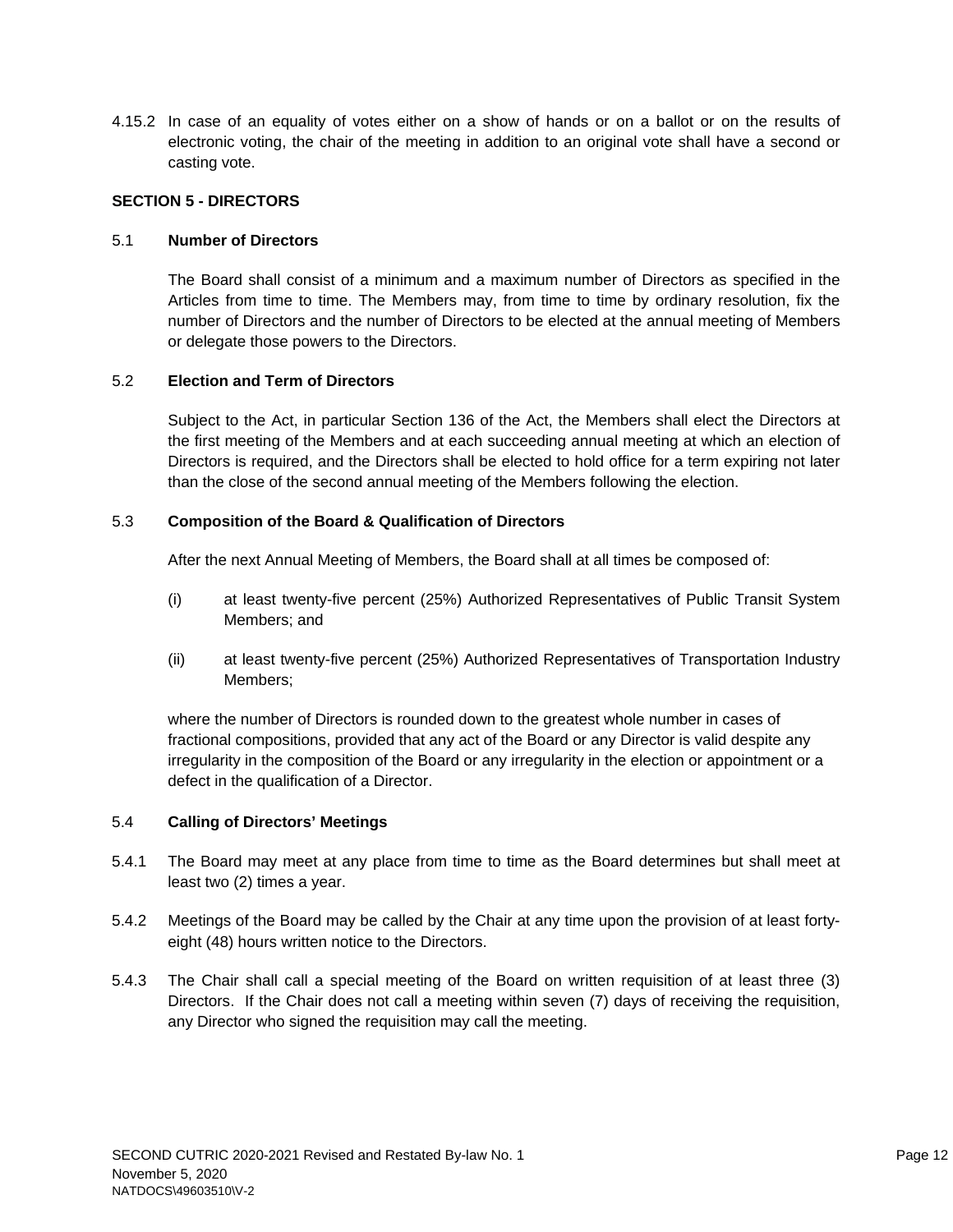4.15.2 In case of an equality of votes either on a show of hands or on a ballot or on the results of electronic voting, the chair of the meeting in addition to an original vote shall have a second or casting vote.

## SECTION 5 - DIRECTORS

### 5.1 Number of Directors

The Board shall consist of a minimum and a maximum number of Directors as specified in the Articles from time to time. The Members may, from time to time by ordinary resolution, fix the number of Directors and the number of Directors to be elected at the annual meeting of Members or delegate those powers to the Directors.

### 5.2 Election and Term of Directors

Subject to the Act, in particular Section 136 of the Act, the Members shall elect the Directors at the first meeting of the Members and at each succeeding annual meeting at which an election of Directors is required, and the Directors shall be elected to hold office for a term expiring not later than the close of the second annual meeting of the Members following the election.

### 5.3 Composition of the Board & Qualification of Directors

After the next Annual Meeting of Members, the Board shall at all times be composed of:

(i) at least twenty-five percent (25%) Authorized Representatives of Public Transit System Members; and

(ii) at least twenty-five percent (25%) Authorized Representatives of Transportation Industry Members;

where the number of Directors is rounded down to the greatest whole number in cases of fractional compositions, provided that any act of the Board or any Director is valid despite any irregularity in the composition of the Board or any irregularity in the election or appointment or a defect in the qualification of a Director.

### 5.4 Calling of Directors' Meetings

5.4.1 The Board may meet at any place from time to time as the Board determines but shall meet at least two (2) times a year.

5.4.2 Meetings of the Board may be called by the Chair at any time upon the provision of at least forty-eight (48) hours written notice to the Directors.

5.4.3 The Chair shall call a special meeting of the Board on written requisition of at least three (3) Directors. If the Chair does not call a meeting within seven (7) days of receiving the requisition, any Director who signed the requisition may call the meeting.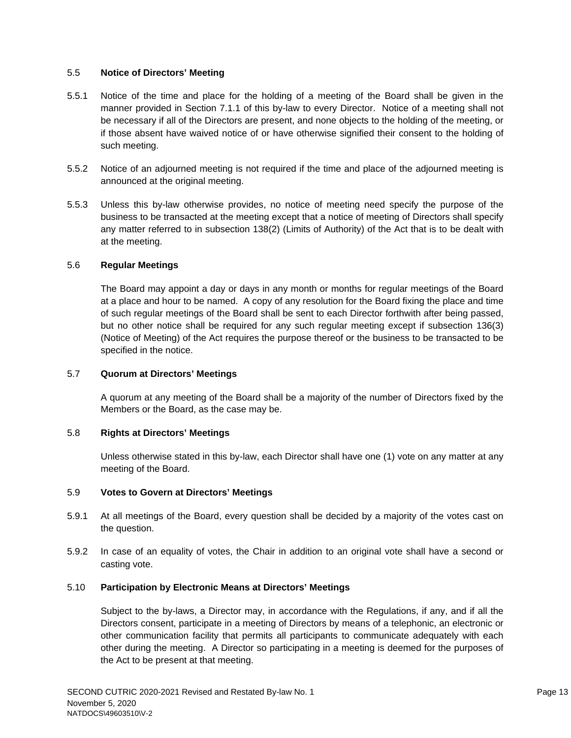### 5.5 **Notice of Directors' Meeting**

5.5.1 Notice of the time and place for the holding of a meeting of the Board shall be given in the manner provided in Section 7.1.1 of this by-law to every Director. Notice of a meeting shall not be necessary if all of the Directors are present, and none objects to the holding of the meeting, or if those absent have waived notice of or have otherwise signified their consent to the holding of such meeting.

5.5.2 Notice of an adjourned meeting is not required if the time and place of the adjourned meeting is announced at the original meeting.

5.5.3 Unless this by-law otherwise provides, no notice of meeting need specify the purpose of the business to be transacted at the meeting except that a notice of meeting of Directors shall specify any matter referred to in subsection 138(2) (Limits of Authority) of the Act that is to be dealt with at the meeting.

### 5.6 **Regular Meetings**

The Board may appoint a day or days in any month or months for regular meetings of the Board at a place and hour to be named. A copy of any resolution for the Board fixing the place and time of such regular meetings of the Board shall be sent to each Director forthwith after being passed, but no other notice shall be required for any such regular meeting except if subsection 136(3) (Notice of Meeting) of the Act requires the purpose thereof or the business to be transacted to be specified in the notice.

### 5.7 **Quorum at Directors' Meetings**

A quorum at any meeting of the Board shall be a majority of the number of Directors fixed by the Members or the Board, as the case may be.

### 5.8 **Rights at Directors' Meetings**

Unless otherwise stated in this by-law, each Director shall have one (1) vote on any matter at any meeting of the Board.

### 5.9 **Votes to Govern at Directors' Meetings**

5.9.1 At all meetings of the Board, every question shall be decided by a majority of the votes cast on the question.

5.9.2 In case of an equality of votes, the Chair in addition to an original vote shall have a second or casting vote.

### 5.10 **Participation by Electronic Means at Directors' Meetings**

Subject to the by-laws, a Director may, in accordance with the Regulations, if any, and if all the Directors consent, participate in a meeting of Directors by means of a telephonic, an electronic or other communication facility that permits all participants to communicate adequately with each other during the meeting. A Director so participating in a meeting is deemed for the purposes of the Act to be present at that meeting.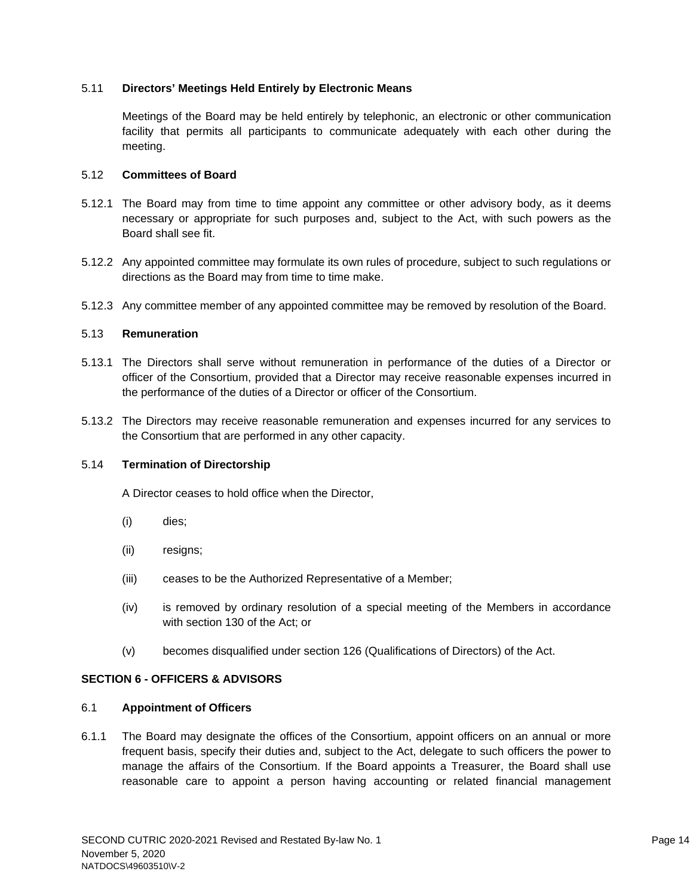5.11 **Directors' Meetings Held Entirely by Electronic Means**

Meetings of the Board may be held entirely by telephonic, an electronic or other communication facility that permits all participants to communicate adequately with each other during the meeting.

5.12 **Committees of Board**

5.12.1 The Board may from time to time appoint any committee or other advisory body, as it deems necessary or appropriate for such purposes and, subject to the Act, with such powers as the Board shall see fit.

5.12.2 Any appointed committee may formulate its own rules of procedure, subject to such regulations or directions as the Board may from time to time make.

5.12.3 Any committee member of any appointed committee may be removed by resolution of the Board.

5.13 **Remuneration**

5.13.1 The Directors shall serve without remuneration in performance of the duties of a Director or officer of the Consortium, provided that a Director may receive reasonable expenses incurred in the performance of the duties of a Director or officer of the Consortium.

5.13.2 The Directors may receive reasonable remuneration and expenses incurred for any services to the Consortium that are performed in any other capacity.

5.14 **Termination of Directorship**

A Director ceases to hold office when the Director,

(i) dies;

(ii) resigns;

(iii) ceases to be the Authorized Representative of a Member;

(iv) is removed by ordinary resolution of a special meeting of the Members in accordance with section 130 of the Act; or

(v) becomes disqualified under section 126 (Qualifications of Directors) of the Act.

**SECTION 6 - OFFICERS & ADVISORS**

6.1 **Appointment of Officers**

6.1.1 The Board may designate the offices of the Consortium, appoint officers on an annual or more frequent basis, specify their duties and, subject to the Act, delegate to such officers the power to manage the affairs of the Consortium. If the Board appoints a Treasurer, the Board shall use reasonable care to appoint a person having accounting or related financial management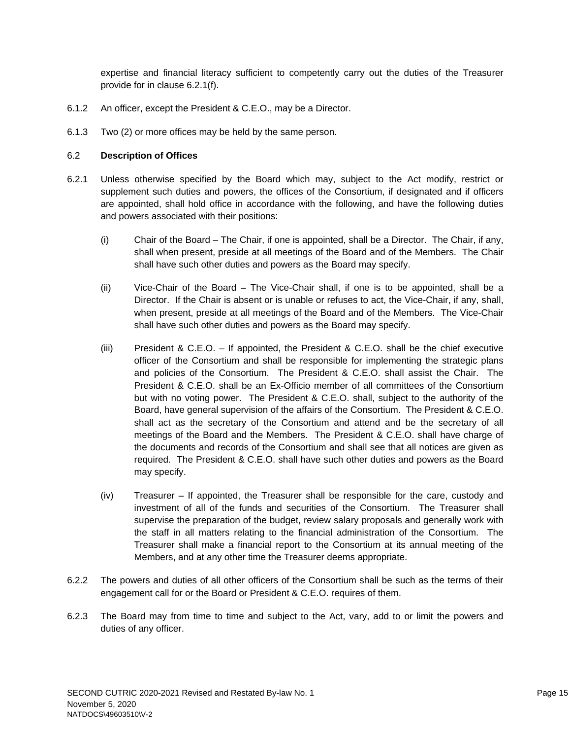expertise and financial literacy sufficient to competently carry out the duties of the Treasurer provide for in clause 6.2.1(f).

6.1.2 An officer, except the President & C.E.O., may be a Director.

6.1.3 Two (2) or more offices may be held by the same person.

6.2 **Description of Offices**

6.2.1 Unless otherwise specified by the Board which may, subject to the Act modify, restrict or supplement such duties and powers, the offices of the Consortium, if designated and if officers are appointed, shall hold office in accordance with the following, and have the following duties and powers associated with their positions:

(i) Chair of the Board – The Chair, if one is appointed, shall be a Director. The Chair, if any, shall when present, preside at all meetings of the Board and of the Members. The Chair shall have such other duties and powers as the Board may specify.

(ii) Vice-Chair of the Board – The Vice-Chair shall, if one is to be appointed, shall be a Director. If the Chair is absent or is unable or refuses to act, the Vice-Chair, if any, shall, when present, preside at all meetings of the Board and of the Members. The Vice-Chair shall have such other duties and powers as the Board may specify.

(iii) President & C.E.O. – If appointed, the President & C.E.O. shall be the chief executive officer of the Consortium and shall be responsible for implementing the strategic plans and policies of the Consortium. The President & C.E.O. shall assist the Chair. The President & C.E.O. shall be an Ex-Officio member of all committees of the Consortium but with no voting power. The President & C.E.O. shall, subject to the authority of the Board, have general supervision of the affairs of the Consortium. The President & C.E.O. shall act as the secretary of the Consortium and attend and be the secretary of all meetings of the Board and the Members. The President & C.E.O. shall have charge of the documents and records of the Consortium and shall see that all notices are given as required. The President & C.E.O. shall have such other duties and powers as the Board may specify.

(iv) Treasurer – If appointed, the Treasurer shall be responsible for the care, custody and investment of all of the funds and securities of the Consortium. The Treasurer shall supervise the preparation of the budget, review salary proposals and generally work with the staff in all matters relating to the financial administration of the Consortium. The Treasurer shall make a financial report to the Consortium at its annual meeting of the Members, and at any other time the Treasurer deems appropriate.

6.2.2 The powers and duties of all other officers of the Consortium shall be such as the terms of their engagement call for or the Board or President & C.E.O. requires of them.

6.2.3 The Board may from time to time and subject to the Act, vary, add to or limit the powers and duties of any officer.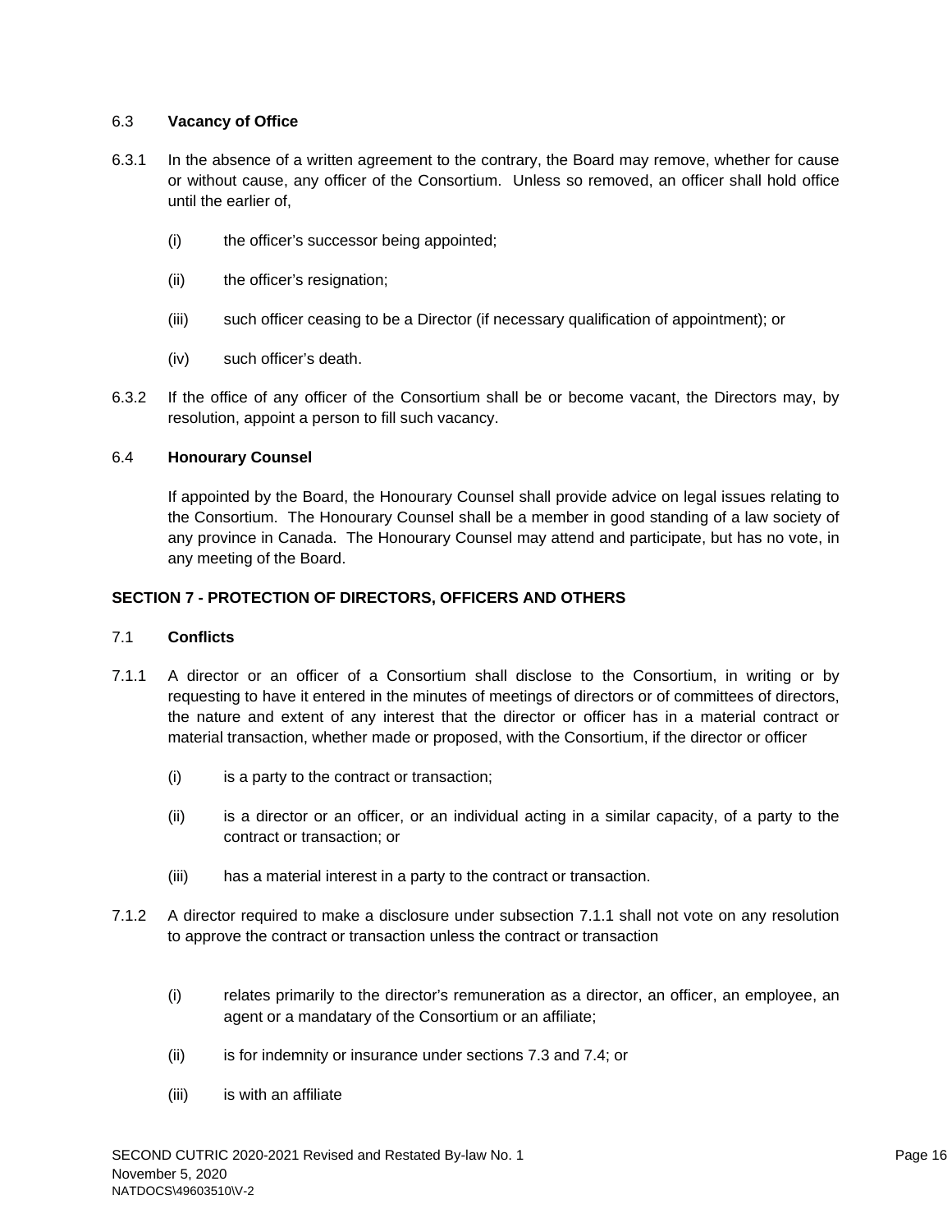6.3 **Vacancy of Office**

6.3.1 In the absence of a written agreement to the contrary, the Board may remove, whether for cause or without cause, any officer of the Consortium. Unless so removed, an officer shall hold office until the earlier of,

(i) the officer's successor being appointed;

(ii) the officer's resignation;

(iii) such officer ceasing to be a Director (if necessary qualification of appointment); or

(iv) such officer's death.

6.3.2 If the office of any officer of the Consortium shall be or become vacant, the Directors may, by resolution, appoint a person to fill such vacancy.

6.4 **Honourary Counsel**

If appointed by the Board, the Honourary Counsel shall provide advice on legal issues relating to the Consortium. The Honourary Counsel shall be a member in good standing of a law society of any province in Canada. The Honourary Counsel may attend and participate, but has no vote, in any meeting of the Board.

**SECTION 7 - PROTECTION OF DIRECTORS, OFFICERS AND OTHERS**

7.1 **Conflicts**

7.1.1 A director or an officer of a Consortium shall disclose to the Consortium, in writing or by requesting to have it entered in the minutes of meetings of directors or of committees of directors, the nature and extent of any interest that the director or officer has in a material contract or material transaction, whether made or proposed, with the Consortium, if the director or officer

(i) is a party to the contract or transaction;

(ii) is a director or an officer, or an individual acting in a similar capacity, of a party to the contract or transaction; or

(iii) has a material interest in a party to the contract or transaction.

7.1.2 A director required to make a disclosure under subsection 7.1.1 shall not vote on any resolution to approve the contract or transaction unless the contract or transaction

(i) relates primarily to the director's remuneration as a director, an officer, an employee, an agent or a mandatary of the Consortium or an affiliate;

(ii) is for indemnity or insurance under sections 7.3 and 7.4; or

(iii) is with an affiliate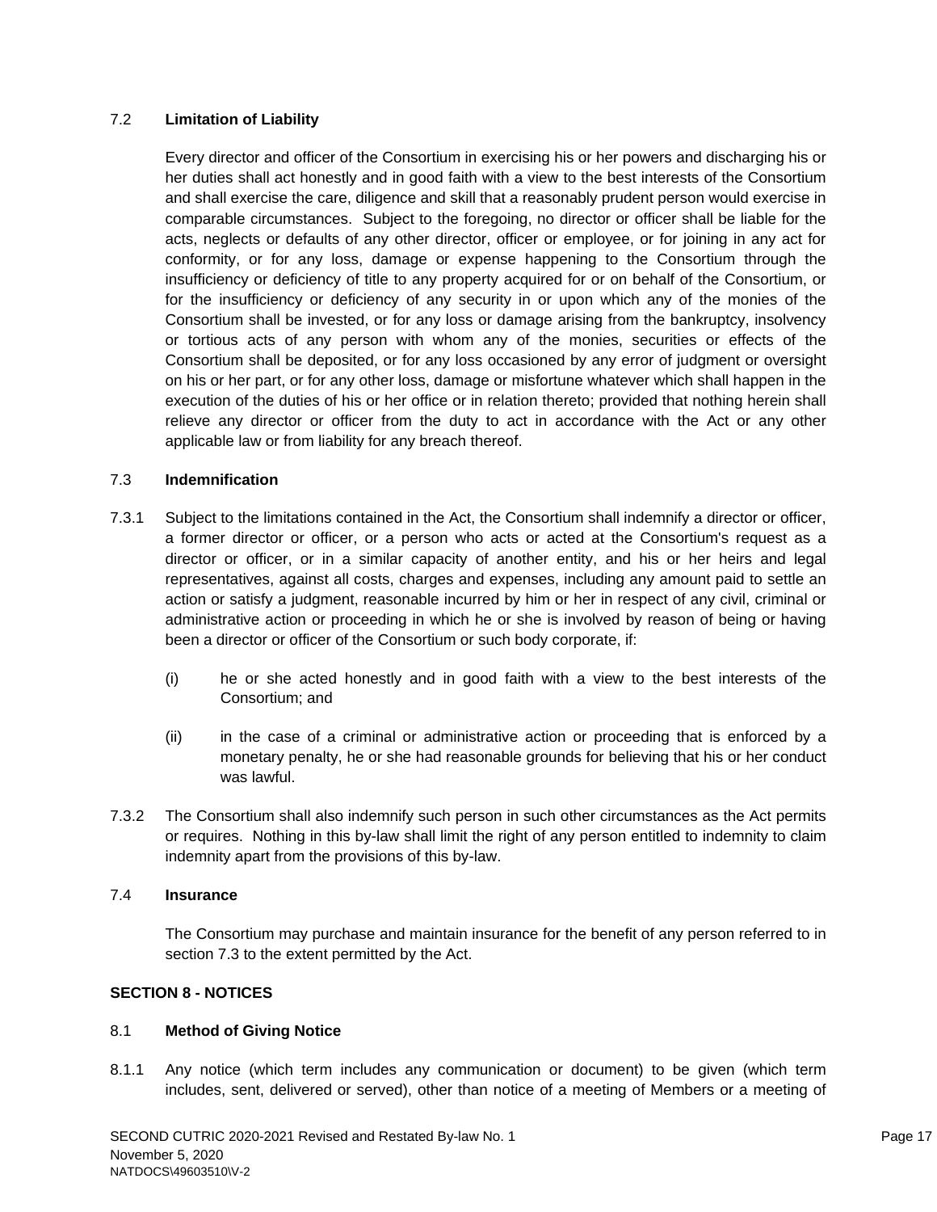### 7.2 **Limitation of Liability**

Every director and officer of the Consortium in exercising his or her powers and discharging his or her duties shall act honestly and in good faith with a view to the best interests of the Consortium and shall exercise the care, diligence and skill that a reasonably prudent person would exercise in comparable circumstances. Subject to the foregoing, no director or officer shall be liable for the acts, neglects or defaults of any other director, officer or employee, or for joining in any act for conformity, or for any loss, damage or expense happening to the Consortium through the insufficiency or deficiency of title to any property acquired for or on behalf of the Consortium, or for the insufficiency or deficiency of any security in or upon which any of the monies of the Consortium shall be invested, or for any loss or damage arising from the bankruptcy, insolvency or tortious acts of any person with whom any of the monies, securities or effects of the Consortium shall be deposited, or for any loss occasioned by any error of judgment or oversight on his or her part, or for any other loss, damage or misfortune whatever which shall happen in the execution of the duties of his or her office or in relation thereto; provided that nothing herein shall relieve any director or officer from the duty to act in accordance with the Act or any other applicable law or from liability for any breach thereof.

### 7.3 **Indemnification**

7.3.1 Subject to the limitations contained in the Act, the Consortium shall indemnify a director or officer, a former director or officer, or a person who acts or acted at the Consortium's request as a director or officer, or in a similar capacity of another entity, and his or her heirs and legal representatives, against all costs, charges and expenses, including any amount paid to settle an action or satisfy a judgment, reasonable incurred by him or her in respect of any civil, criminal or administrative action or proceeding in which he or she is involved by reason of being or having been a director or officer of the Consortium or such body corporate, if:

(i) he or she acted honestly and in good faith with a view to the best interests of the Consortium; and

(ii) in the case of a criminal or administrative action or proceeding that is enforced by a monetary penalty, he or she had reasonable grounds for believing that his or her conduct was lawful.

7.3.2 The Consortium shall also indemnify such person in such other circumstances as the Act permits or requires. Nothing in this by-law shall limit the right of any person entitled to indemnity to claim indemnity apart from the provisions of this by-law.

### 7.4 **Insurance**

The Consortium may purchase and maintain insurance for the benefit of any person referred to in section 7.3 to the extent permitted by the Act.

## SECTION 8 - NOTICES

### 8.1 **Method of Giving Notice**

8.1.1 Any notice (which term includes any communication or document) to be given (which term includes, sent, delivered or served), other than notice of a meeting of Members or a meeting of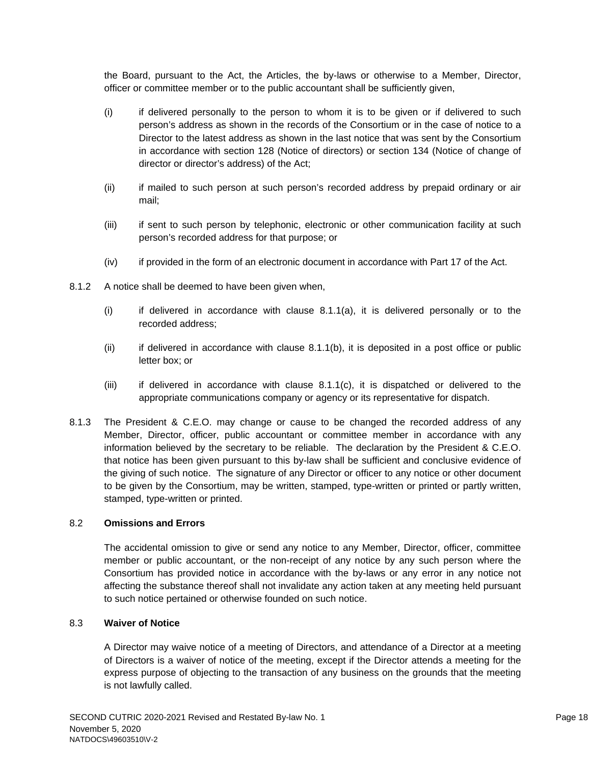the Board, pursuant to the Act, the Articles, the by-laws or otherwise to a Member, Director, officer or committee member or to the public accountant shall be sufficiently given,

(i) if delivered personally to the person to whom it is to be given or if delivered to such person's address as shown in the records of the Consortium or in the case of notice to a Director to the latest address as shown in the last notice that was sent by the Consortium in accordance with section 128 (Notice of directors) or section 134 (Notice of change of director or director's address) of the Act;

(ii) if mailed to such person at such person's recorded address by prepaid ordinary or air mail;

(iii) if sent to such person by telephonic, electronic or other communication facility at such person's recorded address for that purpose; or

(iv) if provided in the form of an electronic document in accordance with Part 17 of the Act.

8.1.2 A notice shall be deemed to have been given when,

(i) if delivered in accordance with clause 8.1.1(a), it is delivered personally or to the recorded address;

(ii) if delivered in accordance with clause 8.1.1(b), it is deposited in a post office or public letter box; or

(iii) if delivered in accordance with clause 8.1.1(c), it is dispatched or delivered to the appropriate communications company or agency or its representative for dispatch.

8.1.3 The President & C.E.O. may change or cause to be changed the recorded address of any Member, Director, officer, public accountant or committee member in accordance with any information believed by the secretary to be reliable. The declaration by the President & C.E.O. that notice has been given pursuant to this by-law shall be sufficient and conclusive evidence of the giving of such notice. The signature of any Director or officer to any notice or other document to be given by the Consortium, may be written, stamped, type-written or printed or partly written, stamped, type-written or printed.

### 8.2 **Omissions and Errors**

The accidental omission to give or send any notice to any Member, Director, officer, committee member or public accountant, or the non-receipt of any notice by any such person where the Consortium has provided notice in accordance with the by-laws or any error in any notice not affecting the substance thereof shall not invalidate any action taken at any meeting held pursuant to such notice pertained or otherwise founded on such notice.

### 8.3 **Waiver of Notice**

A Director may waive notice of a meeting of Directors, and attendance of a Director at a meeting of Directors is a waiver of notice of the meeting, except if the Director attends a meeting for the express purpose of objecting to the transaction of any business on the grounds that the meeting is not lawfully called.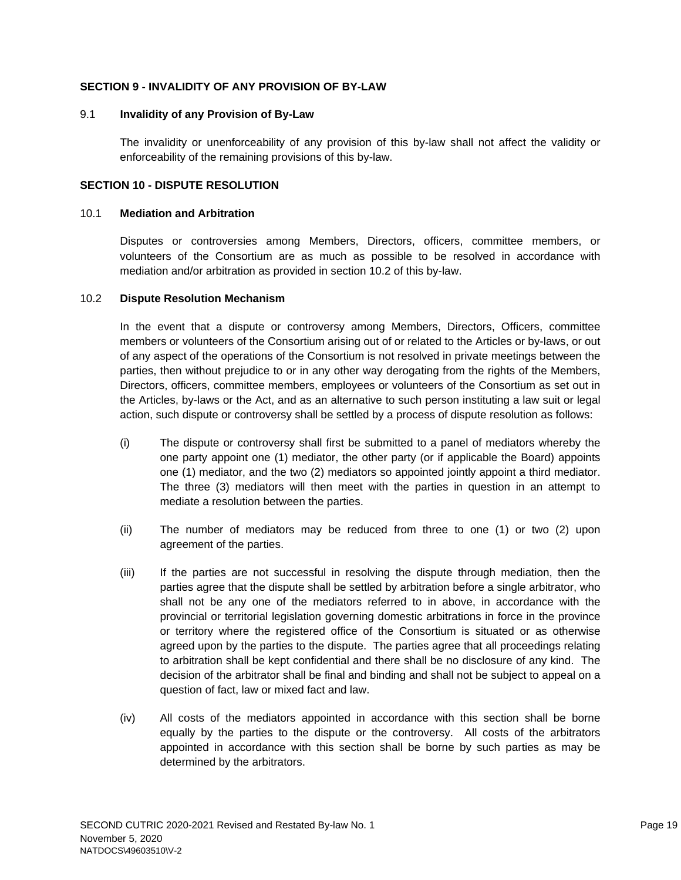## SECTION 9 - INVALIDITY OF ANY PROVISION OF BY-LAW

### 9.1 Invalidity of any Provision of By-Law

The invalidity or unenforceability of any provision of this by-law shall not affect the validity or enforceability of the remaining provisions of this by-law.

## SECTION 10 - DISPUTE RESOLUTION

### 10.1 Mediation and Arbitration

Disputes or controversies among Members, Directors, officers, committee members, or volunteers of the Consortium are as much as possible to be resolved in accordance with mediation and/or arbitration as provided in section 10.2 of this by-law.

### 10.2 Dispute Resolution Mechanism

In the event that a dispute or controversy among Members, Directors, Officers, committee members or volunteers of the Consortium arising out of or related to the Articles or by-laws, or out of any aspect of the operations of the Consortium is not resolved in private meetings between the parties, then without prejudice to or in any other way derogating from the rights of the Members, Directors, officers, committee members, employees or volunteers of the Consortium as set out in the Articles, by-laws or the Act, and as an alternative to such person instituting a law suit or legal action, such dispute or controversy shall be settled by a process of dispute resolution as follows:

(i) The dispute or controversy shall first be submitted to a panel of mediators whereby the one party appoint one (1) mediator, the other party (or if applicable the Board) appoints one (1) mediator, and the two (2) mediators so appointed jointly appoint a third mediator. The three (3) mediators will then meet with the parties in question in an attempt to mediate a resolution between the parties.

(ii) The number of mediators may be reduced from three to one (1) or two (2) upon agreement of the parties.

(iii) If the parties are not successful in resolving the dispute through mediation, then the parties agree that the dispute shall be settled by arbitration before a single arbitrator, who shall not be any one of the mediators referred to in above, in accordance with the provincial or territorial legislation governing domestic arbitrations in force in the province or territory where the registered office of the Consortium is situated or as otherwise agreed upon by the parties to the dispute. The parties agree that all proceedings relating to arbitration shall be kept confidential and there shall be no disclosure of any kind. The decision of the arbitrator shall be final and binding and shall not be subject to appeal on a question of fact, law or mixed fact and law.

(iv) All costs of the mediators appointed in accordance with this section shall be borne equally by the parties to the dispute or the controversy. All costs of the arbitrators appointed in accordance with this section shall be borne by such parties as may be determined by the arbitrators.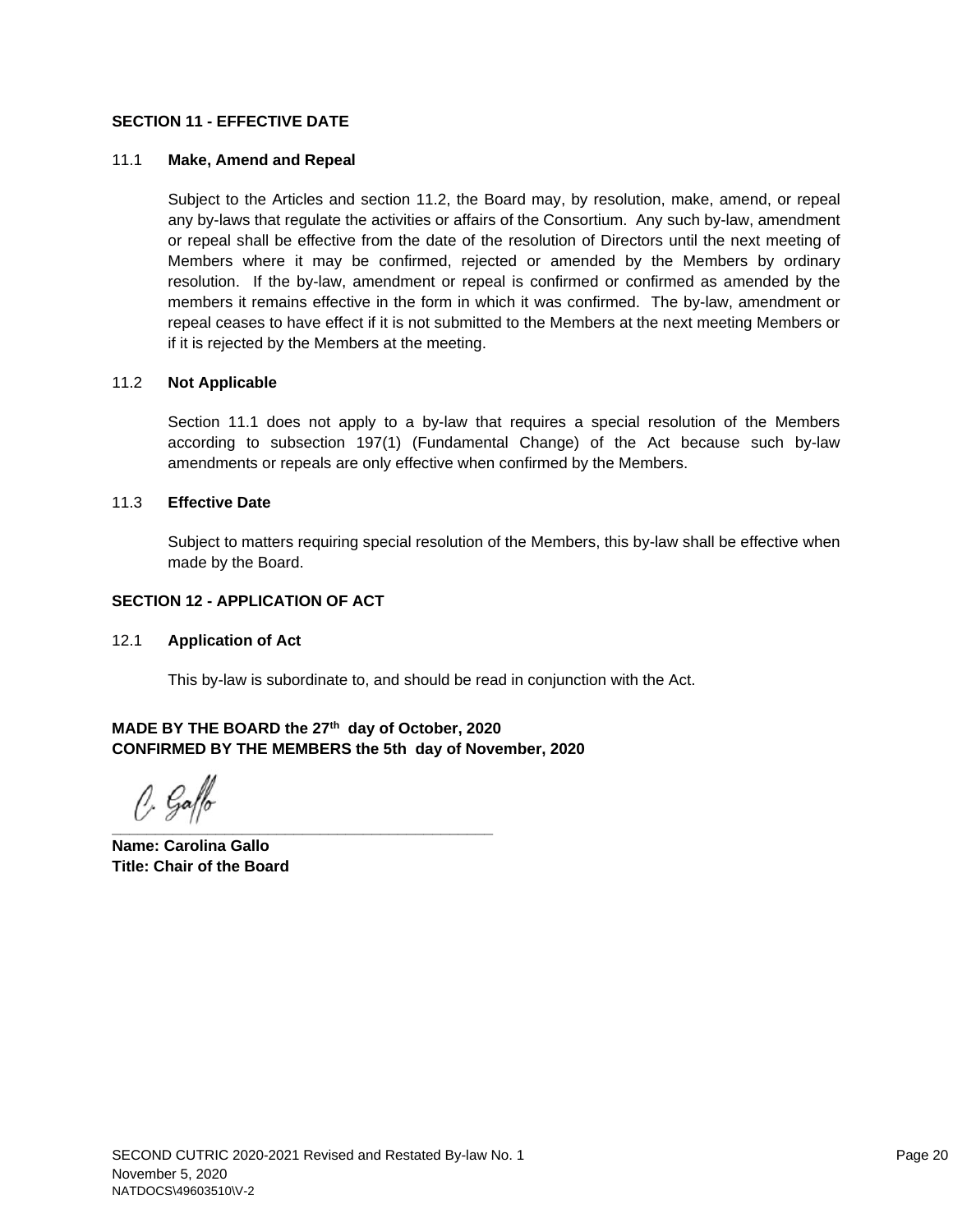## SECTION 11 - EFFECTIVE DATE

11.1 **Make, Amend and Repeal**

Subject to the Articles and section 11.2, the Board may, by resolution, make, amend, or repeal any by-laws that regulate the activities or affairs of the Consortium. Any such by-law, amendment or repeal shall be effective from the date of the resolution of Directors until the next meeting of Members where it may be confirmed, rejected or amended by the Members by ordinary resolution. If the by-law, amendment or repeal is confirmed or confirmed as amended by the members it remains effective in the form in which it was confirmed. The by-law, amendment or repeal ceases to have effect if it is not submitted to the Members at the next meeting Members or if it is rejected by the Members at the meeting.

11.2 **Not Applicable**

Section 11.1 does not apply to a by-law that requires a special resolution of the Members according to subsection 197(1) (Fundamental Change) of the Act because such by-law amendments or repeals are only effective when confirmed by the Members.

11.3 **Effective Date**

Subject to matters requiring special resolution of the Members, this by-law shall be effective when made by the Board.

## SECTION 12 - APPLICATION OF ACT

12.1 **Application of Act**

This by-law is subordinate to, and should be read in conjunction with the Act.

**MADE BY THE BOARD the 27th day of October, 2020**
**CONFIRMED BY THE MEMBERS the 5th day of November, 2020**

C. Gallo

\_\_\_\_\_\_\_\_\_\_\_\_\_\_\_\_\_\_\_\_\_\_\_\_\_\_\_\_\_\_\_\_\_\_\_\_\_\_\_\_

**Name: Carolina Gallo**
**Title: Chair of the Board**

SECOND CUTRIC 2020-2021 Revised and Restated By-law No. 1
November 5, 2020
NATDOCS\49603510\V-2